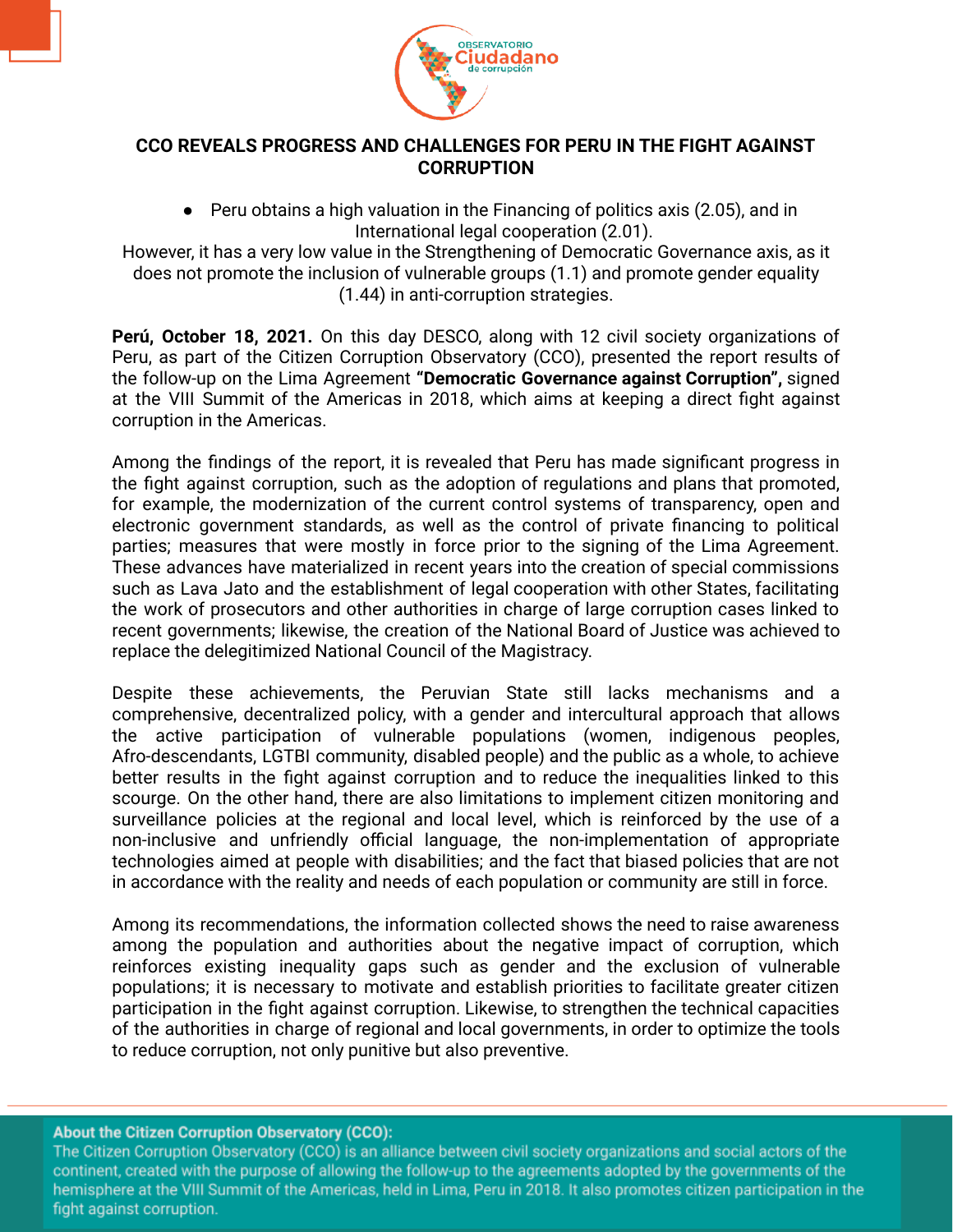# CCO REVEALS PROGRESS AND CHALLENGES FOR PERU IN THE FIGHT AGAINST CORRUPTION

- Peru obtains a high valuation in the Financing of politics axis (2.05), and in International legal cooperation (2.01).

However, it has a very low value in the Strengthening of Democratic Governance axis, as it does not promote the inclusion of vulnerable groups (1.1) and promote gender equality (1.44) in anti-corruption strategies.

**Perú, October 18, 2021.** On this day DESCO, along with 12 civil society organizations of Peru, as part of the Citizen Corruption Observatory (CCO), presented the report results of the follow-up on the Lima Agreement **"Democratic Governance against Corruption",** signed at the VIII Summit of the Americas in 2018, which aims at keeping a direct fight against corruption in the Americas.

Among the findings of the report, it is revealed that Peru has made significant progress in the fight against corruption, such as the adoption of regulations and plans that promoted, for example, the modernization of the current control systems of transparency, open and electronic government standards, as well as the control of private financing to political parties; measures that were mostly in force prior to the signing of the Lima Agreement. These advances have materialized in recent years into the creation of special commissions such as Lava Jato and the establishment of legal cooperation with other States, facilitating the work of prosecutors and other authorities in charge of large corruption cases linked to recent governments; likewise, the creation of the National Board of Justice was achieved to replace the delegitimized National Council of the Magistracy.

Despite these achievements, the Peruvian State still lacks mechanisms and a comprehensive, decentralized policy, with a gender and intercultural approach that allows the active participation of vulnerable populations (women, indigenous peoples, Afro-descendants, LGTBI community, disabled people) and the public as a whole, to achieve better results in the fight against corruption and to reduce the inequalities linked to this scourge. On the other hand, there are also limitations to implement citizen monitoring and surveillance policies at the regional and local level, which is reinforced by the use of a non-inclusive and unfriendly official language, the non-implementation of appropriate technologies aimed at people with disabilities; and the fact that biased policies that are not in accordance with the reality and needs of each population or community are still in force.

Among its recommendations, the information collected shows the need to raise awareness among the population and authorities about the negative impact of corruption, which reinforces existing inequality gaps such as gender and the exclusion of vulnerable populations; it is necessary to motivate and establish priorities to facilitate greater citizen participation in the fight against corruption. Likewise, to strengthen the technical capacities of the authorities in charge of regional and local governments, in order to optimize the tools to reduce corruption, not only punitive but also preventive.

**About the Citizen Corruption Observatory (CCO):**
The Citizen Corruption Observatory (CCO) is an alliance between civil society organizations and social actors of the continent, created with the purpose of allowing the follow-up to the agreements adopted by the governments of the hemisphere at the VIII Summit of the Americas, held in Lima, Peru in 2018. It also promotes citizen participation in the fight against corruption.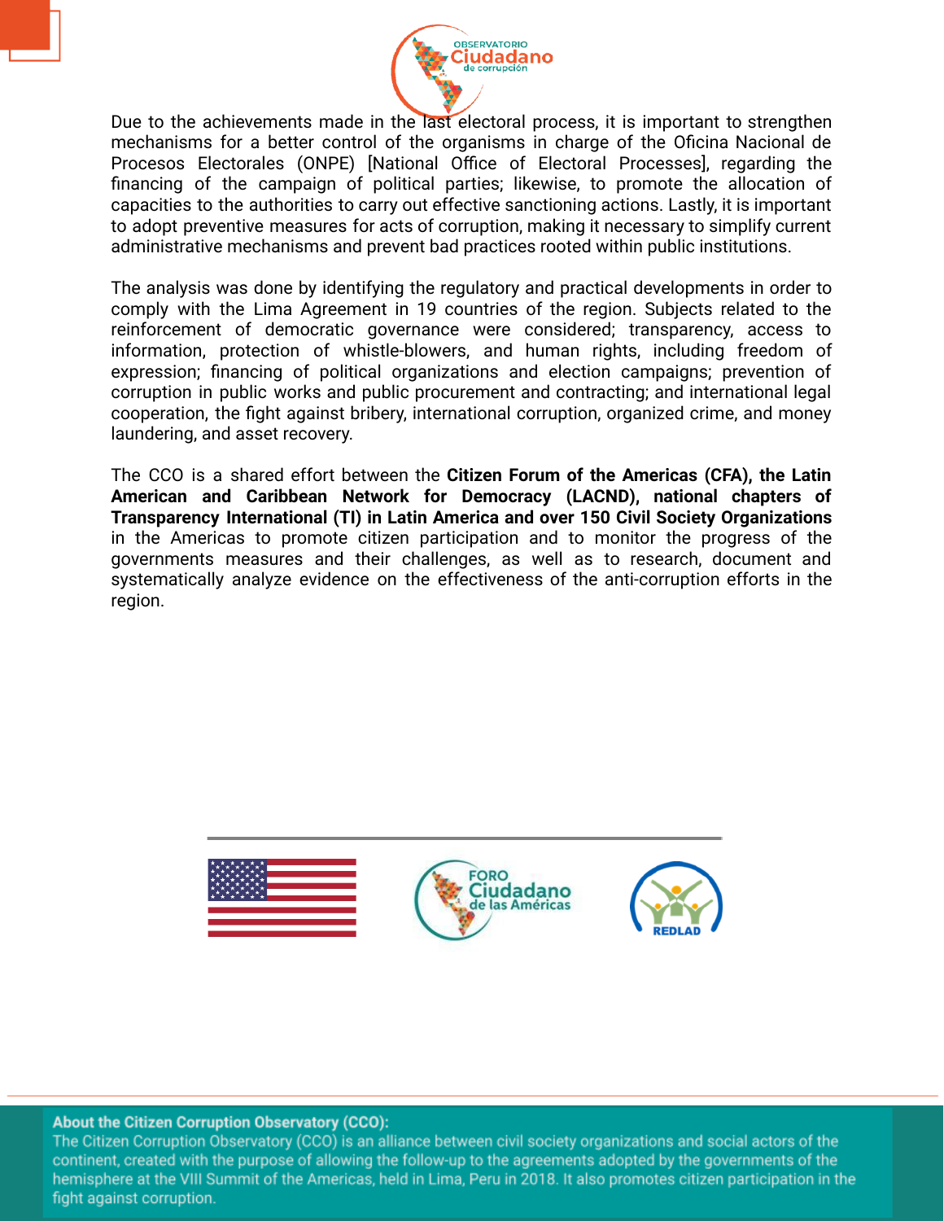Due to the achievements made in the last electoral process, it is important to strengthen mechanisms for a better control of the organisms in charge of the Oficina Nacional de Procesos Electorales (ONPE) [National Office of Electoral Processes], regarding the financing of the campaign of political parties; likewise, to promote the allocation of capacities to the authorities to carry out effective sanctioning actions. Lastly, it is important to adopt preventive measures for acts of corruption, making it necessary to simplify current administrative mechanisms and prevent bad practices rooted within public institutions.

The analysis was done by identifying the regulatory and practical developments in order to comply with the Lima Agreement in 19 countries of the region. Subjects related to the reinforcement of democratic governance were considered; transparency, access to information, protection of whistle-blowers, and human rights, including freedom of expression; financing of political organizations and election campaigns; prevention of corruption in public works and public procurement and contracting; and international legal cooperation, the fight against bribery, international corruption, organized crime, and money laundering, and asset recovery.

The CCO is a shared effort between the **Citizen Forum of the Americas (CFA), the Latin American and Caribbean Network for Democracy (LACND), national chapters of Transparency International (TI) in Latin America and over 150 Civil Society Organizations** in the Americas to promote citizen participation and to monitor the progress of the governments measures and their challenges, as well as to research, document and systematically analyze evidence on the effectiveness of the anti-corruption efforts in the region.

**About the Citizen Corruption Observatory (CCO):**
The Citizen Corruption Observatory (CCO) is an alliance between civil society organizations and social actors of the continent, created with the purpose of allowing the follow-up to the agreements adopted by the governments of the hemisphere at the VIII Summit of the Americas, held in Lima, Peru in 2018. It also promotes citizen participation in the fight against corruption.